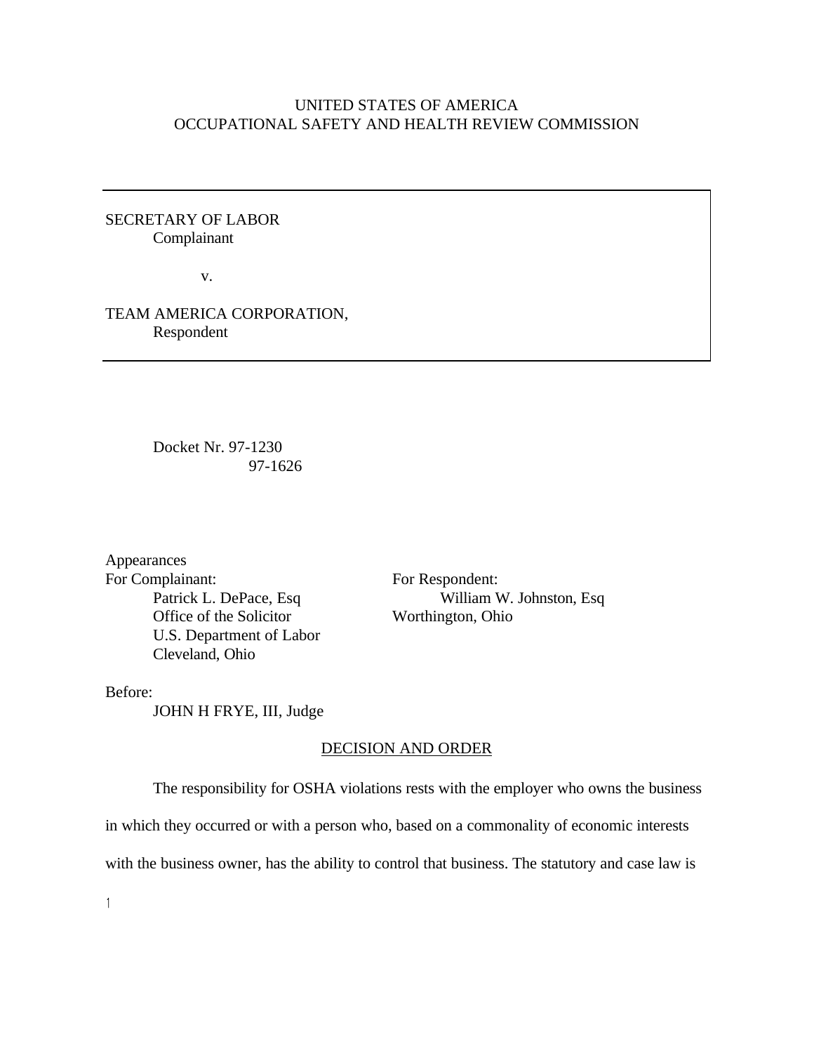UNITED STATES OF AMERICA
OCCUPATIONAL SAFETY AND HEALTH REVIEW COMMISSION

SECRETARY OF LABOR
Complainant

v.

TEAM AMERICA CORPORATION,
Respondent

Docket Nr. 97-1230
97-1626

Appearances

For Complainant:
Patrick L. DePace, Esq
Office of the Solicitor
U.S. Department of Labor
Cleveland, Ohio

For Respondent:
William W. Johnston, Esq
Worthington, Ohio

Before:
JOHN H FRYE, III, Judge

## DECISION AND ORDER

The responsibility for OSHA violations rests with the employer who owns the business in which they occurred or with a person who, based on a commonality of economic interests with the business owner, has the ability to control that business. The statutory and case law is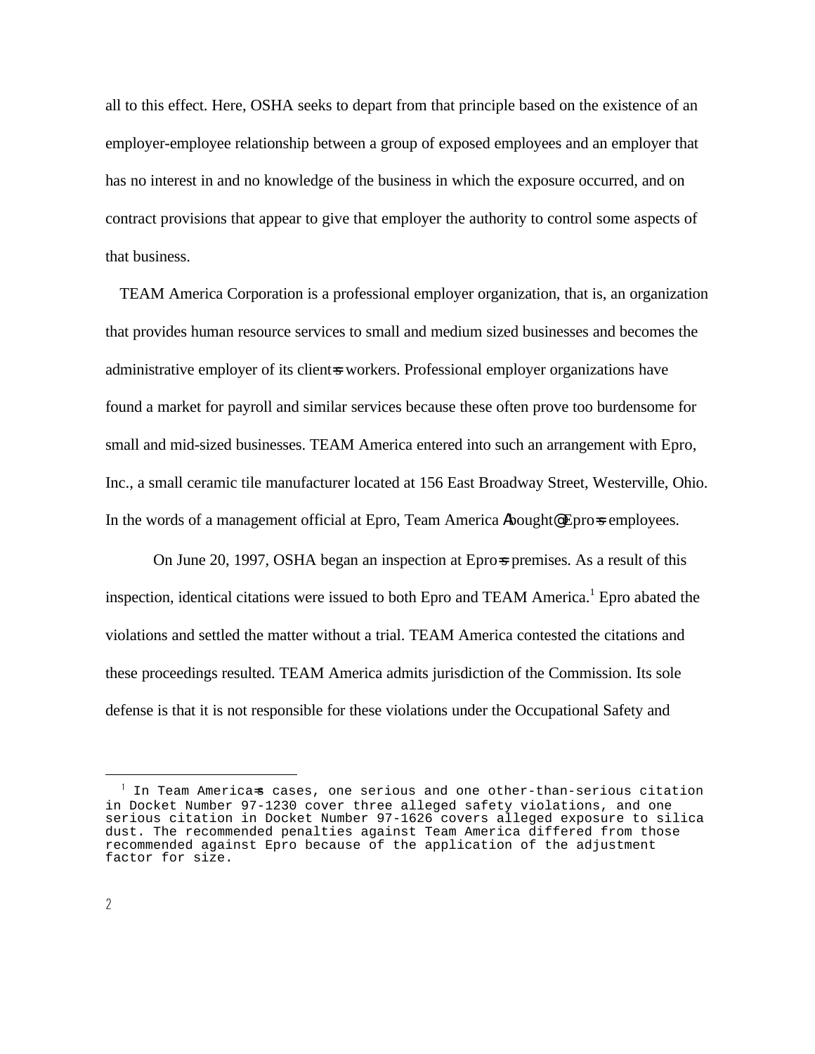all to this effect. Here, OSHA seeks to depart from that principle based on the existence of an employer-employee relationship between a group of exposed employees and an employer that has no interest in and no knowledge of the business in which the exposure occurred, and on contract provisions that appear to give that employer the authority to control some aspects of that business.

TEAM America Corporation is a professional employer organization, that is, an organization that provides human resource services to small and medium sized businesses and becomes the administrative employer of its client=s workers. Professional employer organizations have found a market for payroll and similar services because these often prove too burdensome for small and mid-sized businesses. TEAM America entered into such an arrangement with Epro, Inc., a small ceramic tile manufacturer located at 156 East Broadway Street, Westerville, Ohio. In the words of a management official at Epro, Team America Abought@ Epro=s employees.

On June 20, 1997, OSHA began an inspection at Epro=s premises. As a result of this inspection, identical citations were issued to both Epro and TEAM America.[1] Epro abated the violations and settled the matter without a trial. TEAM America contested the citations and these proceedings resulted. TEAM America admits jurisdiction of the Commission. Its sole defense is that it is not responsible for these violations under the Occupational Safety and

[1] In Team America=s cases, one serious and one other-than-serious citation in Docket Number 97-1230 cover three alleged safety violations, and one serious citation in Docket Number 97-1626 covers alleged exposure to silica dust. The recommended penalties against Team America differed from those recommended against Epro because of the application of the adjustment factor for size.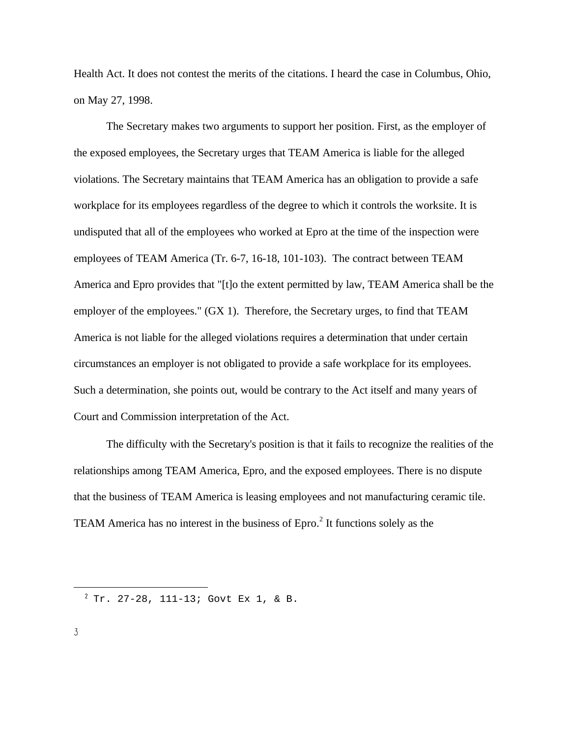Health Act. It does not contest the merits of the citations. I heard the case in Columbus, Ohio, on May 27, 1998.

The Secretary makes two arguments to support her position. First, as the employer of the exposed employees, the Secretary urges that TEAM America is liable for the alleged violations. The Secretary maintains that TEAM America has an obligation to provide a safe workplace for its employees regardless of the degree to which it controls the worksite. It is undisputed that all of the employees who worked at Epro at the time of the inspection were employees of TEAM America (Tr. 6-7, 16-18, 101-103). The contract between TEAM America and Epro provides that "[t]o the extent permitted by law, TEAM America shall be the employer of the employees." (GX 1). Therefore, the Secretary urges, to find that TEAM America is not liable for the alleged violations requires a determination that under certain circumstances an employer is not obligated to provide a safe workplace for its employees. Such a determination, she points out, would be contrary to the Act itself and many years of Court and Commission interpretation of the Act.

The difficulty with the Secretary's position is that it fails to recognize the realities of the relationships among TEAM America, Epro, and the exposed employees. There is no dispute that the business of TEAM America is leasing employees and not manufacturing ceramic tile. TEAM America has no interest in the business of Epro.[2] It functions solely as the

[2] Tr. 27-28, 111-13; Govt Ex 1, & B.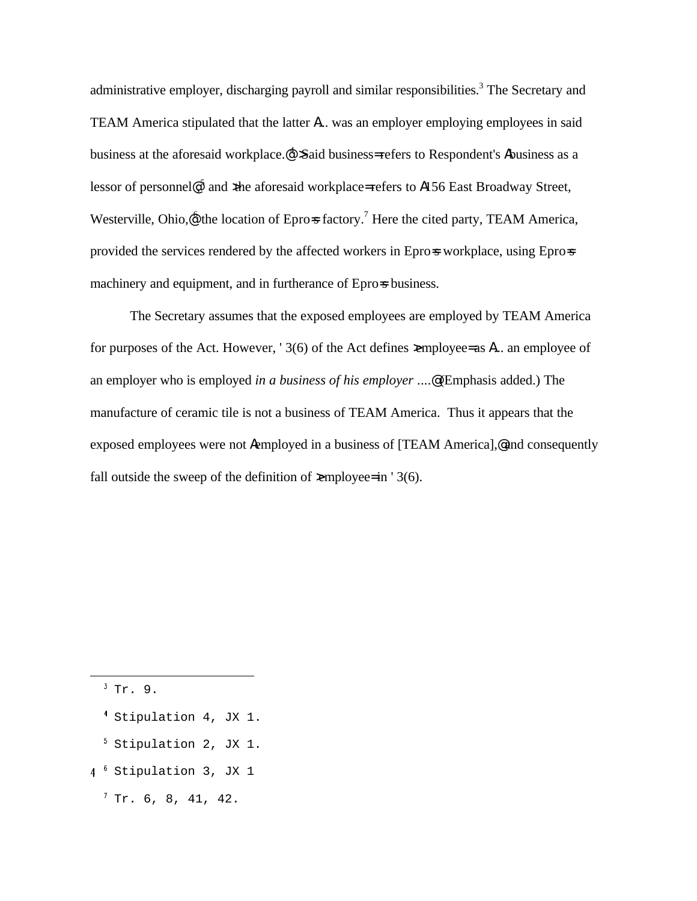administrative employer, discharging payroll and similar responsibilities.[3] The Secretary and TEAM America stipulated that the latter A... was an employer employing employees in said business at the aforesaid workplace.@[4] >Said business= refers to Respondent's Abusiness as a lessor of personnel@[5] and >the aforesaid workplace= refers to A156 East Broadway Street, Westerville, Ohio,@[6] the location of Epro=s factory.[7] Here the cited party, TEAM America, provided the services rendered by the affected workers in Epro=s workplace, using Epro=s machinery and equipment, and in furtherance of Epro=s business.

The Secretary assumes that the exposed employees are employed by TEAM America for purposes of the Act. However, ' 3(6) of the Act defines >employee= as A... an employee of an employer who is employed *in a business of his employer* ....@ (Emphasis added.) The manufacture of ceramic tile is not a business of TEAM America. Thus it appears that the exposed employees were not Aemployed in a business of [TEAM America],@ and consequently fall outside the sweep of the definition of >employee= in ' 3(6).

---

[3] Tr. 9.

[4] Stipulation 4, JX 1.

[5] Stipulation 2, JX 1.

[6] Stipulation 3, JX 1

[7] Tr. 6, 8, 41, 42.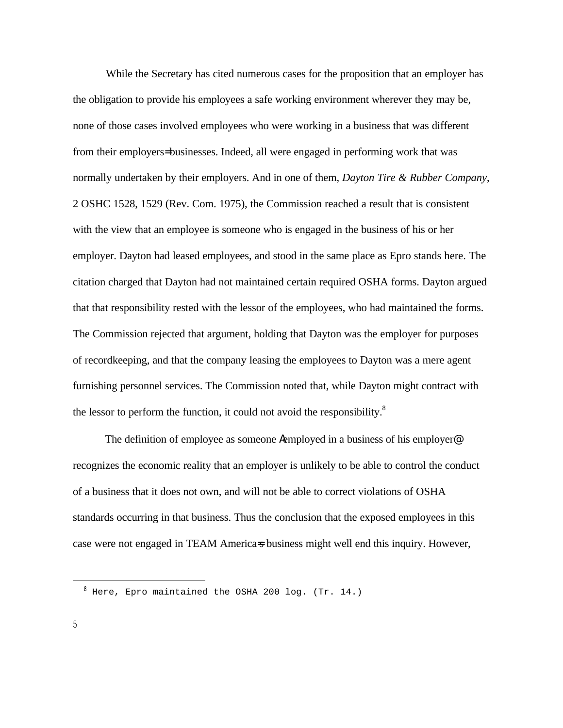While the Secretary has cited numerous cases for the proposition that an employer has the obligation to provide his employees a safe working environment wherever they may be, none of those cases involved employees who were working in a business that was different from their employers= businesses. Indeed, all were engaged in performing work that was normally undertaken by their employers. And in one of them, *Dayton Tire & Rubber Company*, 2 OSHC 1528, 1529 (Rev. Com. 1975), the Commission reached a result that is consistent with the view that an employee is someone who is engaged in the business of his or her employer. Dayton had leased employees, and stood in the same place as Epro stands here. The citation charged that Dayton had not maintained certain required OSHA forms. Dayton argued that that responsibility rested with the lessor of the employees, who had maintained the forms. The Commission rejected that argument, holding that Dayton was the employer for purposes of recordkeeping, and that the company leasing the employees to Dayton was a mere agent furnishing personnel services. The Commission noted that, while Dayton might contract with the lessor to perform the function, it could not avoid the responsibility.[8]

The definition of employee as someone Aemployed in a business of his employer@ recognizes the economic reality that an employer is unlikely to be able to control the conduct of a business that it does not own, and will not be able to correct violations of OSHA standards occurring in that business. Thus the conclusion that the exposed employees in this case were not engaged in TEAM America=s business might well end this inquiry. However,

[8] Here, Epro maintained the OSHA 200 log. (Tr. 14.)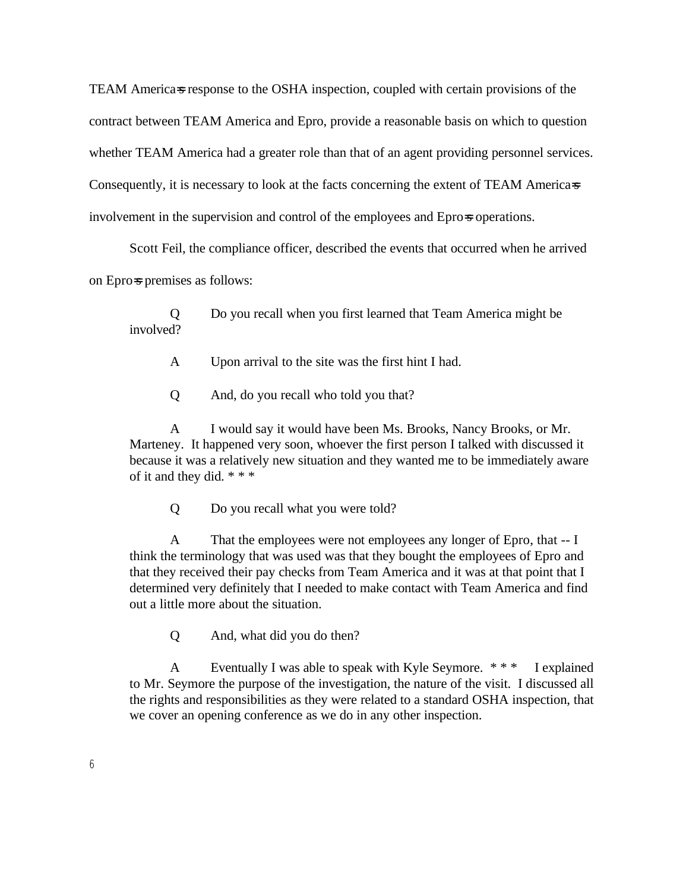TEAM America=s response to the OSHA inspection, coupled with certain provisions of the contract between TEAM America and Epro, provide a reasonable basis on which to question whether TEAM America had a greater role than that of an agent providing personnel services. Consequently, it is necessary to look at the facts concerning the extent of TEAM America=s involvement in the supervision and control of the employees and Epro=s operations.

Scott Feil, the compliance officer, described the events that occurred when he arrived on Epro=s premises as follows:

> Q Do you recall when you first learned that Team America might be involved?
>
> A Upon arrival to the site was the first hint I had.
>
> Q And, do you recall who told you that?
>
> A I would say it would have been Ms. Brooks, Nancy Brooks, or Mr. Marteney. It happened very soon, whoever the first person I talked with discussed it because it was a relatively new situation and they wanted me to be immediately aware of it and they did. * * *
>
> Q Do you recall what you were told?
>
> A That the employees were not employees any longer of Epro, that -- I think the terminology that was used was that they bought the employees of Epro and that they received their pay checks from Team America and it was at that point that I determined very definitely that I needed to make contact with Team America and find out a little more about the situation.
>
> Q And, what did you do then?
>
> A Eventually I was able to speak with Kyle Seymore. * * * I explained to Mr. Seymore the purpose of the investigation, the nature of the visit. I discussed all the rights and responsibilities as they were related to a standard OSHA inspection, that we cover an opening conference as we do in any other inspection.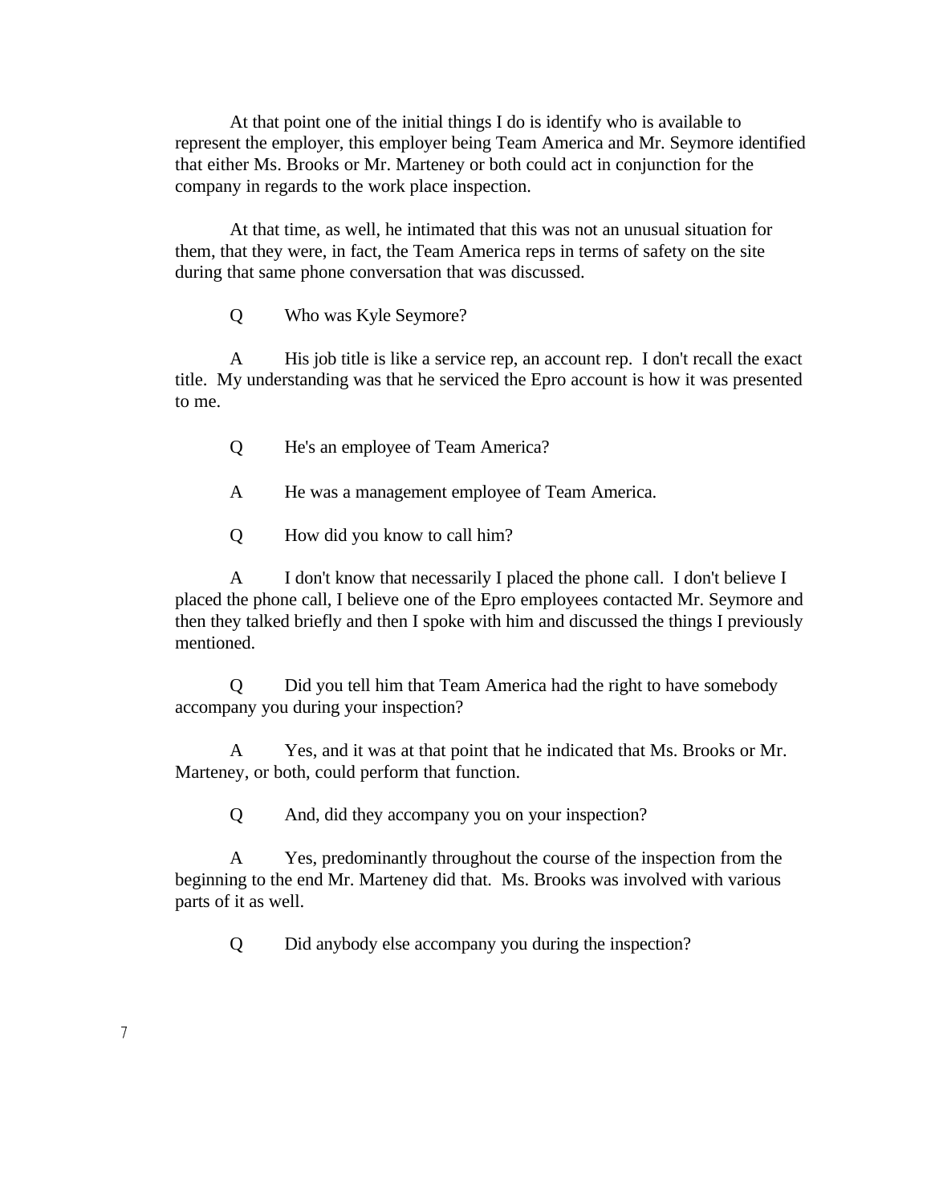At that point one of the initial things I do is identify who is available to represent the employer, this employer being Team America and Mr. Seymore identified that either Ms. Brooks or Mr. Marteney or both could act in conjunction for the company in regards to the work place inspection.

At that time, as well, he intimated that this was not an unusual situation for them, that they were, in fact, the Team America reps in terms of safety on the site during that same phone conversation that was discussed.

Q Who was Kyle Seymore?

A His job title is like a service rep, an account rep. I don't recall the exact title. My understanding was that he serviced the Epro account is how it was presented to me.

Q He's an employee of Team America?

A He was a management employee of Team America.

Q How did you know to call him?

A I don't know that necessarily I placed the phone call. I don't believe I placed the phone call, I believe one of the Epro employees contacted Mr. Seymore and then they talked briefly and then I spoke with him and discussed the things I previously mentioned.

Q Did you tell him that Team America had the right to have somebody accompany you during your inspection?

A Yes, and it was at that point that he indicated that Ms. Brooks or Mr. Marteney, or both, could perform that function.

Q And, did they accompany you on your inspection?

A Yes, predominantly throughout the course of the inspection from the beginning to the end Mr. Marteney did that. Ms. Brooks was involved with various parts of it as well.

Q Did anybody else accompany you during the inspection?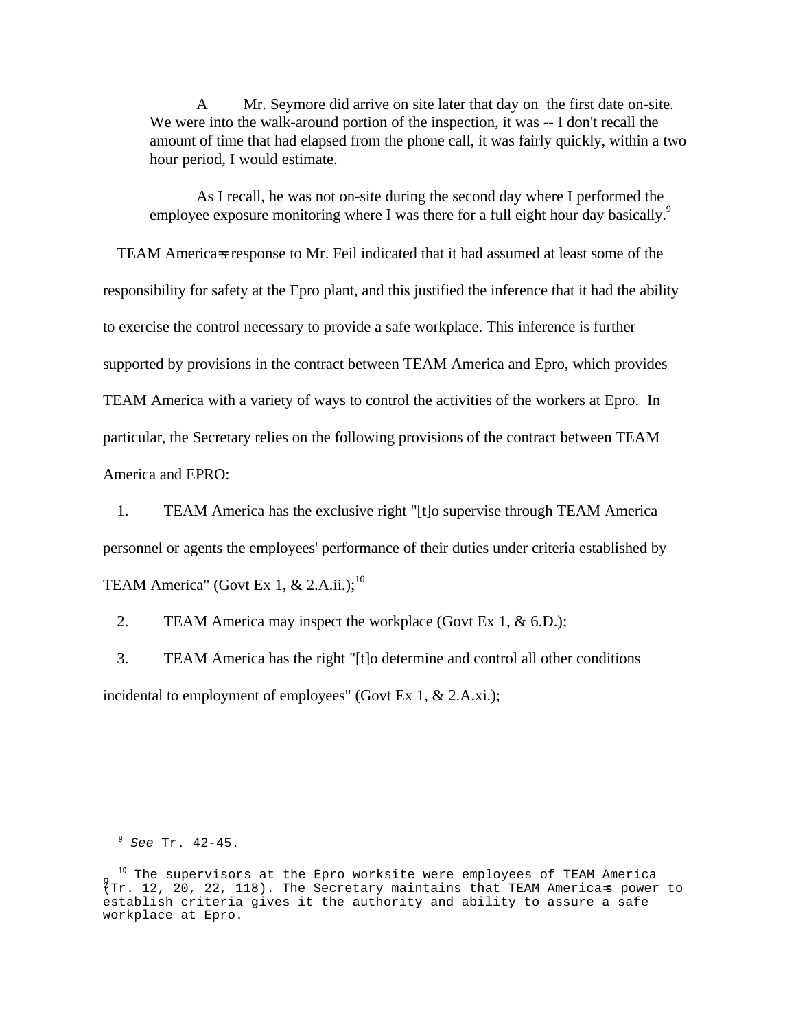A Mr. Seymore did arrive on site later that day on the first date on-site. We were into the walk-around portion of the inspection, it was -- I don't recall the amount of time that had elapsed from the phone call, it was fairly quickly, within a two hour period, I would estimate.

As I recall, he was not on-site during the second day where I performed the employee exposure monitoring where I was there for a full eight hour day basically.[9]

TEAM America=s response to Mr. Feil indicated that it had assumed at least some of the responsibility for safety at the Epro plant, and this justified the inference that it had the ability to exercise the control necessary to provide a safe workplace. This inference is further supported by provisions in the contract between TEAM America and Epro, which provides TEAM America with a variety of ways to control the activities of the workers at Epro. In particular, the Secretary relies on the following provisions of the contract between TEAM America and EPRO:

1. TEAM America has the exclusive right "[t]o supervise through TEAM America personnel or agents the employees' performance of their duties under criteria established by TEAM America" (Govt Ex 1, & 2.A.ii.);[10]

2. TEAM America may inspect the workplace (Govt Ex 1, & 6.D.);

3. TEAM America has the right "[t]o determine and control all other conditions incidental to employment of employees" (Govt Ex 1, & 2.A.xi.);

---

[9] *See* Tr. 42-45.

[10] The supervisors at the Epro worksite were employees of TEAM America (Tr. 12, 20, 22, 118). The Secretary maintains that TEAM America=s power to establish criteria gives it the authority and ability to assure a safe workplace at Epro.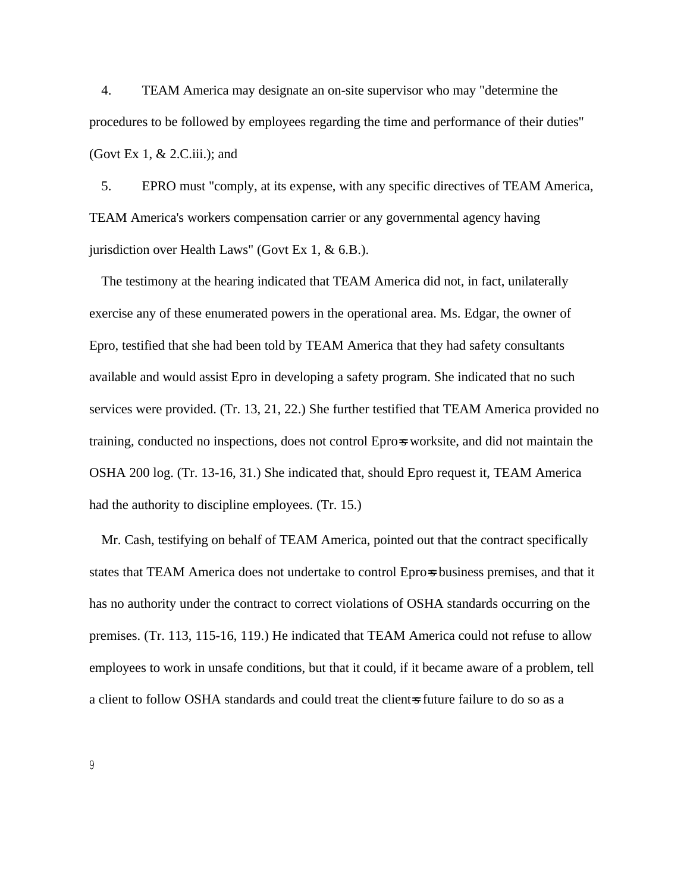4. TEAM America may designate an on-site supervisor who may "determine the procedures to be followed by employees regarding the time and performance of their duties" (Govt Ex 1, & 2.C.iii.); and

5. EPRO must "comply, at its expense, with any specific directives of TEAM America, TEAM America's workers compensation carrier or any governmental agency having jurisdiction over Health Laws" (Govt Ex 1, & 6.B.).

The testimony at the hearing indicated that TEAM America did not, in fact, unilaterally exercise any of these enumerated powers in the operational area. Ms. Edgar, the owner of Epro, testified that she had been told by TEAM America that they had safety consultants available and would assist Epro in developing a safety program. She indicated that no such services were provided. (Tr. 13, 21, 22.) She further testified that TEAM America provided no training, conducted no inspections, does not control Epro=s worksite, and did not maintain the OSHA 200 log. (Tr. 13-16, 31.) She indicated that, should Epro request it, TEAM America had the authority to discipline employees. (Tr. 15.)

Mr. Cash, testifying on behalf of TEAM America, pointed out that the contract specifically states that TEAM America does not undertake to control Epro=s business premises, and that it has no authority under the contract to correct violations of OSHA standards occurring on the premises. (Tr. 113, 115-16, 119.) He indicated that TEAM America could not refuse to allow employees to work in unsafe conditions, but that it could, if it became aware of a problem, tell a client to follow OSHA standards and could treat the client=s future failure to do so as a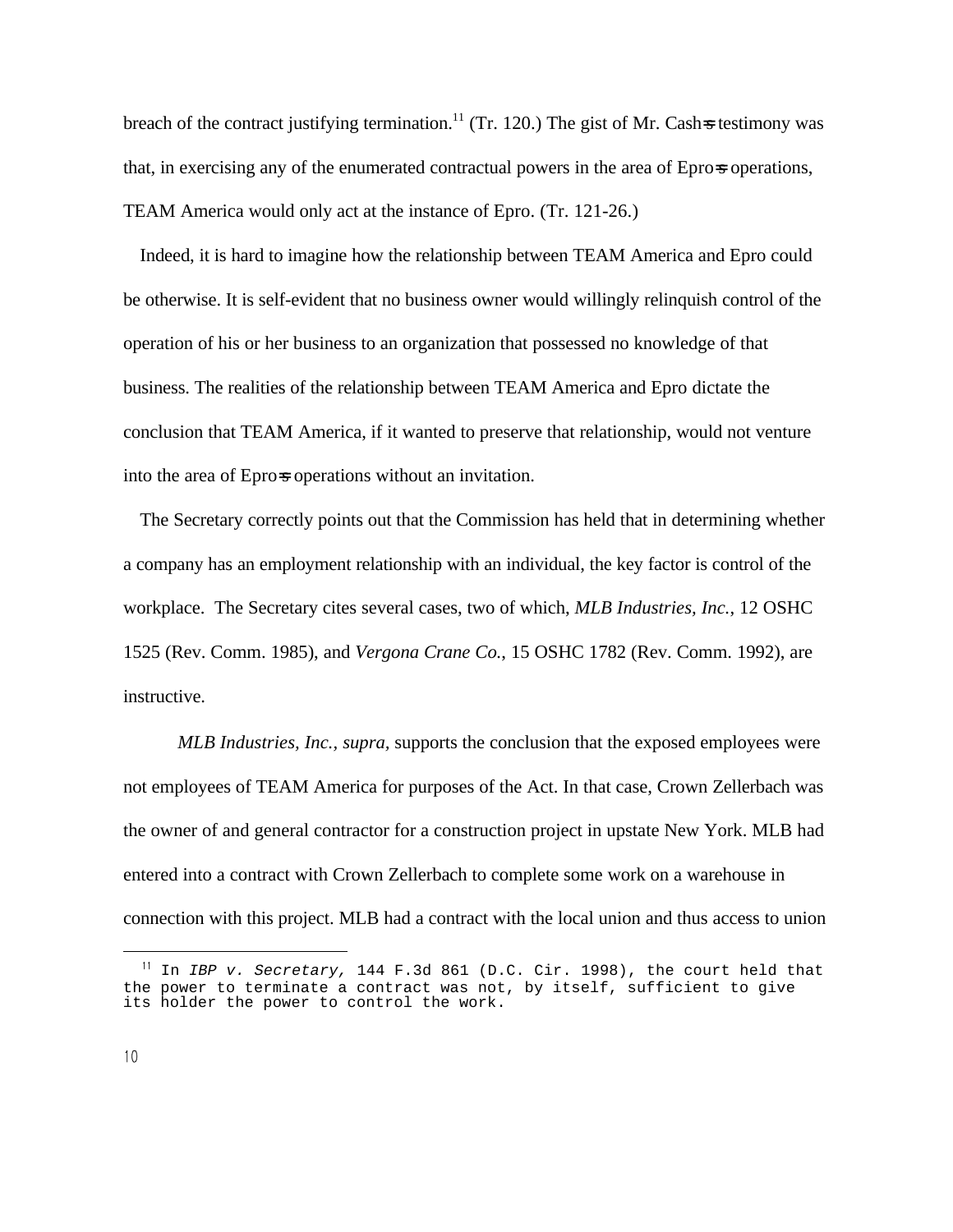breach of the contract justifying termination.[11] (Tr. 120.) The gist of Mr. Cash=s testimony was that, in exercising any of the enumerated contractual powers in the area of Epro=s operations, TEAM America would only act at the instance of Epro. (Tr. 121-26.)

Indeed, it is hard to imagine how the relationship between TEAM America and Epro could be otherwise. It is self-evident that no business owner would willingly relinquish control of the operation of his or her business to an organization that possessed no knowledge of that business. The realities of the relationship between TEAM America and Epro dictate the conclusion that TEAM America, if it wanted to preserve that relationship, would not venture into the area of Epro=s operations without an invitation.

The Secretary correctly points out that the Commission has held that in determining whether a company has an employment relationship with an individual, the key factor is control of the workplace. The Secretary cites several cases, two of which, *MLB Industries, Inc.*, 12 OSHC 1525 (Rev. Comm. 1985), and *Vergona Crane Co.*, 15 OSHC 1782 (Rev. Comm. 1992), are instructive.

*MLB Industries, Inc., supra*, supports the conclusion that the exposed employees were not employees of TEAM America for purposes of the Act. In that case, Crown Zellerbach was the owner of and general contractor for a construction project in upstate New York. MLB had entered into a contract with Crown Zellerbach to complete some work on a warehouse in connection with this project. MLB had a contract with the local union and thus access to union

[11] In *IBP v. Secretary,* 144 F.3d 861 (D.C. Cir. 1998), the court held that the power to terminate a contract was not, by itself, sufficient to give its holder the power to control the work.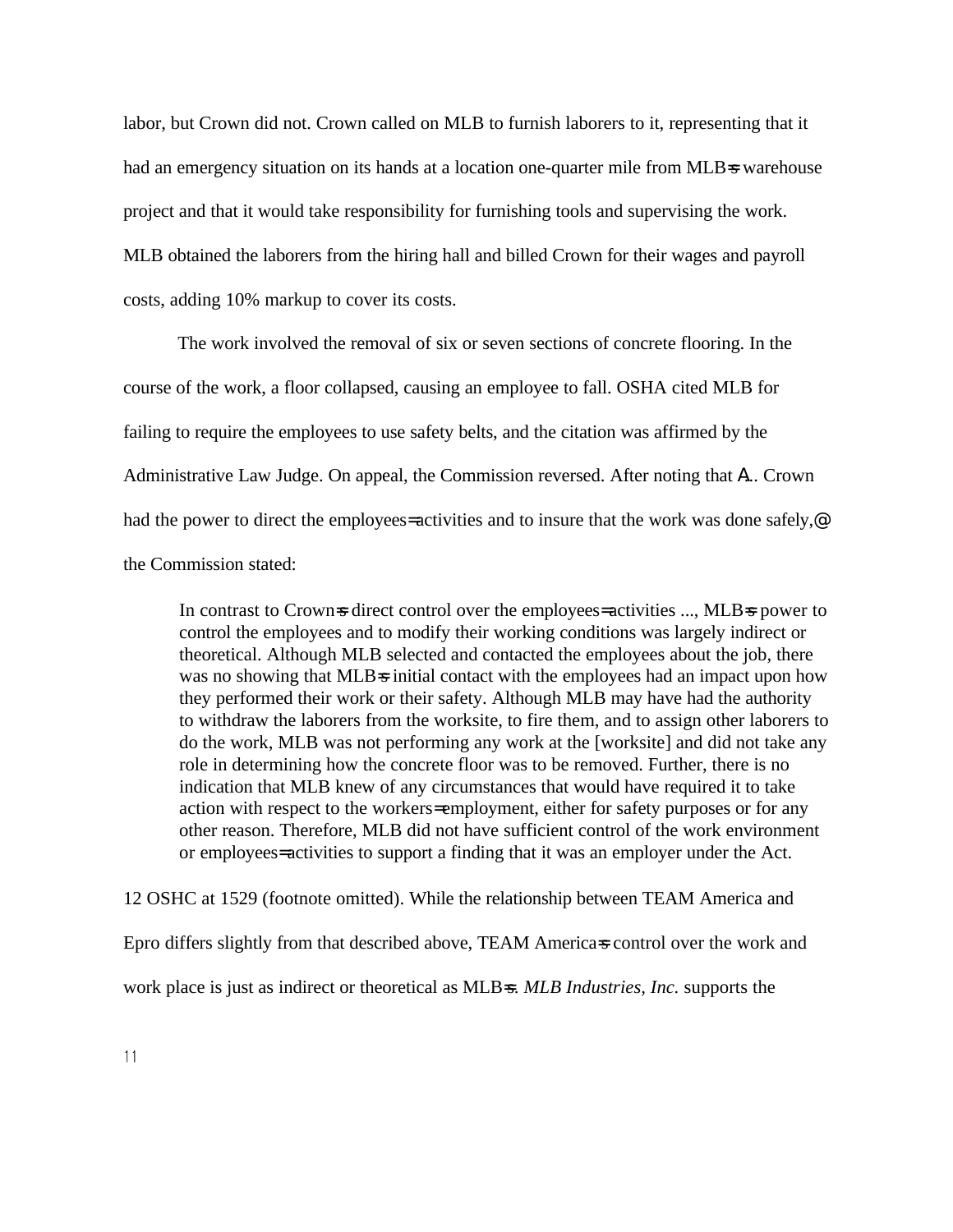labor, but Crown did not. Crown called on MLB to furnish laborers to it, representing that it had an emergency situation on its hands at a location one-quarter mile from MLB=s warehouse project and that it would take responsibility for furnishing tools and supervising the work. MLB obtained the laborers from the hiring hall and billed Crown for their wages and payroll costs, adding 10% markup to cover its costs.

The work involved the removal of six or seven sections of concrete flooring. In the course of the work, a floor collapsed, causing an employee to fall. OSHA cited MLB for failing to require the employees to use safety belts, and the citation was affirmed by the Administrative Law Judge. On appeal, the Commission reversed. After noting that A... Crown had the power to direct the employees= activities and to insure that the work was done safely,@ the Commission stated:

> In contrast to Crown=s direct control over the employees= activities ..., MLB=s power to control the employees and to modify their working conditions was largely indirect or theoretical. Although MLB selected and contacted the employees about the job, there was no showing that MLB=s initial contact with the employees had an impact upon how they performed their work or their safety. Although MLB may have had the authority to withdraw the laborers from the worksite, to fire them, and to assign other laborers to do the work, MLB was not performing any work at the [worksite] and did not take any role in determining how the concrete floor was to be removed. Further, there is no indication that MLB knew of any circumstances that would have required it to take action with respect to the workers= employment, either for safety purposes or for any other reason. Therefore, MLB did not have sufficient control of the work environment or employees= activities to support a finding that it was an employer under the Act.

12 OSHC at 1529 (footnote omitted). While the relationship between TEAM America and Epro differs slightly from that described above, TEAM America=s control over the work and work place is just as indirect or theoretical as MLB=s. *MLB Industries, Inc.* supports the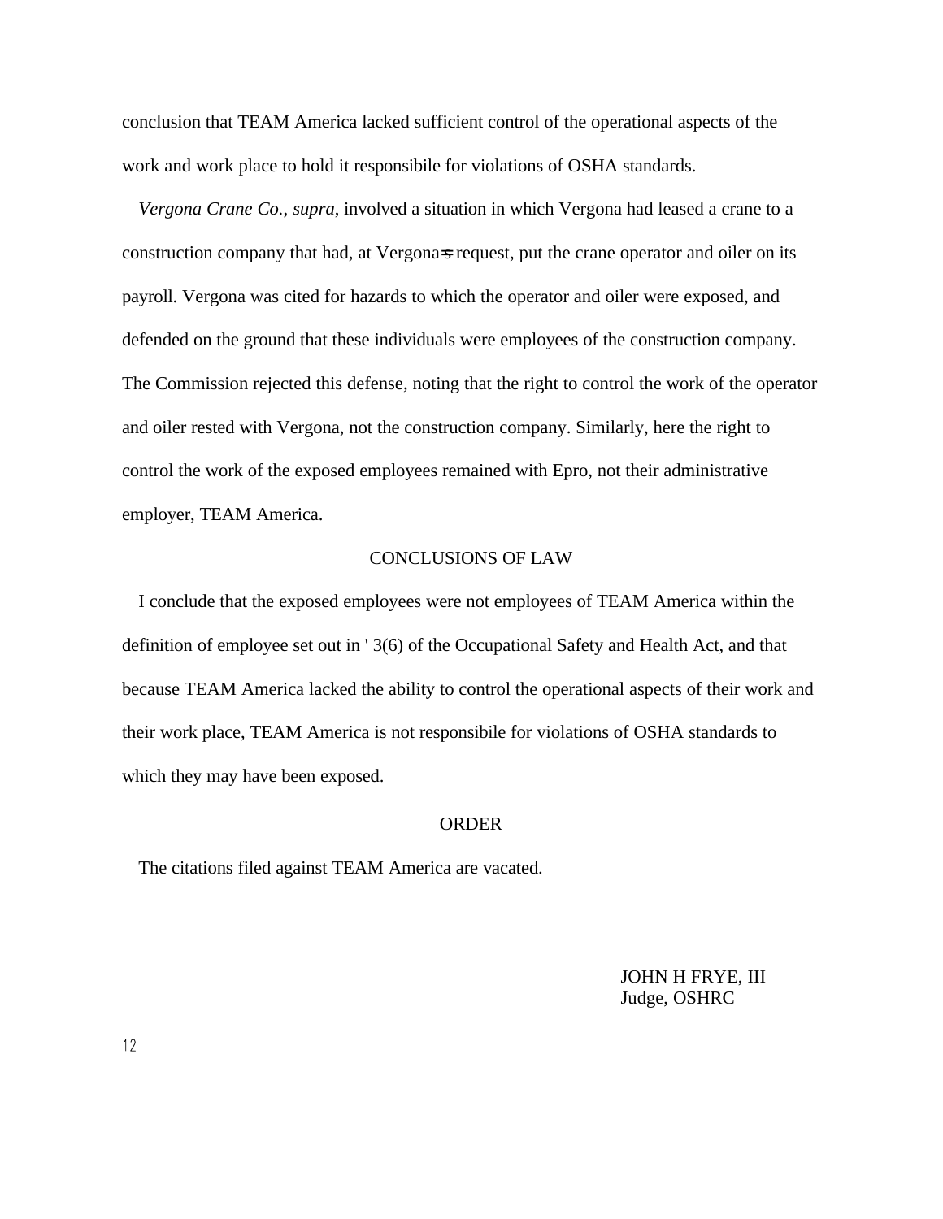conclusion that TEAM America lacked sufficient control of the operational aspects of the work and work place to hold it responsibile for violations of OSHA standards.

*Vergona Crane Co.*, *supra*, involved a situation in which Vergona had leased a crane to a construction company that had, at Vergona=s request, put the crane operator and oiler on its payroll. Vergona was cited for hazards to which the operator and oiler were exposed, and defended on the ground that these individuals were employees of the construction company. The Commission rejected this defense, noting that the right to control the work of the operator and oiler rested with Vergona, not the construction company. Similarly, here the right to control the work of the exposed employees remained with Epro, not their administrative employer, TEAM America.

## CONCLUSIONS OF LAW

I conclude that the exposed employees were not employees of TEAM America within the definition of employee set out in ' 3(6) of the Occupational Safety and Health Act, and that because TEAM America lacked the ability to control the operational aspects of their work and their work place, TEAM America is not responsibile for violations of OSHA standards to which they may have been exposed.

## ORDER

The citations filed against TEAM America are vacated.

JOHN H FRYE, III
Judge, OSHRC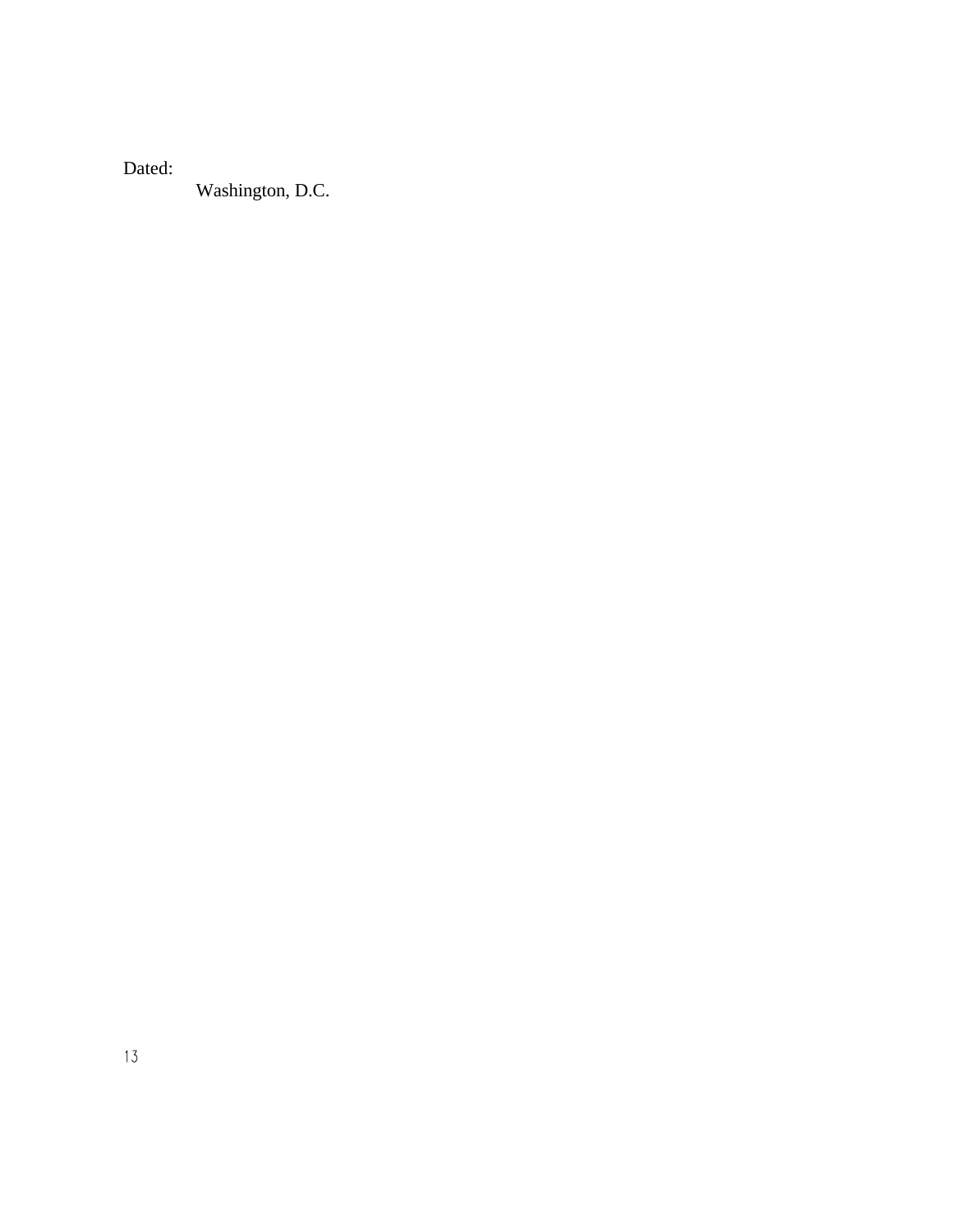Dated:

Washington, D.C.